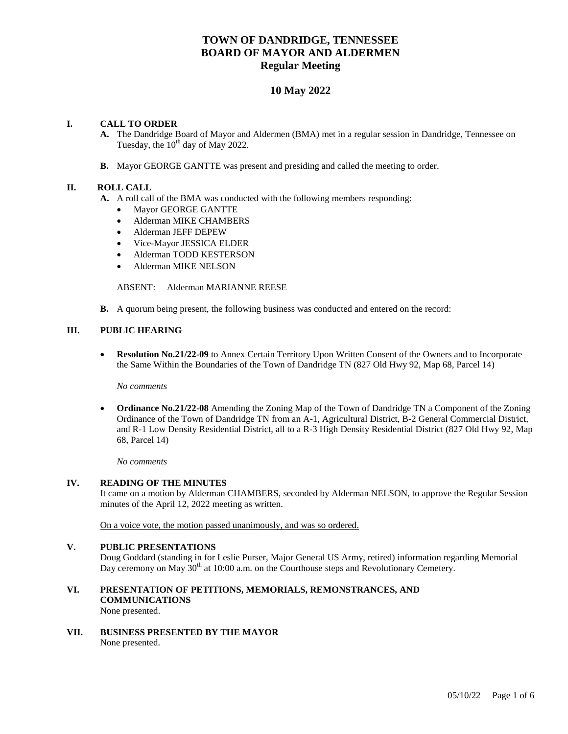# TOWN OF DANDRIDGE, TENNESSEE
# BOARD OF MAYOR AND ALDERMEN
## Regular Meeting

## 10 May 2022

### I. CALL TO ORDER

**A.** The Dandridge Board of Mayor and Aldermen (BMA) met in a regular session in Dandridge, Tennessee on Tuesday, the 10th day of May 2022.

**B.** Mayor GEORGE GANTTE was present and presiding and called the meeting to order.

### II. ROLL CALL

**A.** A roll call of the BMA was conducted with the following members responding:

- Mayor GEORGE GANTTE
- Alderman MIKE CHAMBERS
- Alderman JEFF DEPEW
- Vice-Mayor JESSICA ELDER
- Alderman TODD KESTERSON
- Alderman MIKE NELSON

ABSENT: Alderman MARIANNE REESE

**B.** A quorum being present, the following business was conducted and entered on the record:

### III. PUBLIC HEARING

- **Resolution No.21/22-09** to Annex Certain Territory Upon Written Consent of the Owners and to Incorporate the Same Within the Boundaries of the Town of Dandridge TN (827 Old Hwy 92, Map 68, Parcel 14)

  *No comments*

- **Ordinance No.21/22-08** Amending the Zoning Map of the Town of Dandridge TN a Component of the Zoning Ordinance of the Town of Dandridge TN from an A-1, Agricultural District, B-2 General Commercial District, and R-1 Low Density Residential District, all to a R-3 High Density Residential District (827 Old Hwy 92, Map 68, Parcel 14)

  *No comments*

### IV. READING OF THE MINUTES

It came on a motion by Alderman CHAMBERS, seconded by Alderman NELSON, to approve the Regular Session minutes of the April 12, 2022 meeting as written.

<u>On a voice vote, the motion passed unanimously, and was so ordered.</u>

### V. PUBLIC PRESENTATIONS

Doug Goddard (standing in for Leslie Purser, Major General US Army, retired) information regarding Memorial Day ceremony on May 30th at 10:00 a.m. on the Courthouse steps and Revolutionary Cemetery.

### VI. PRESENTATION OF PETITIONS, MEMORIALS, REMONSTRANCES, AND COMMUNICATIONS

None presented.

### VII. BUSINESS PRESENTED BY THE MAYOR

None presented.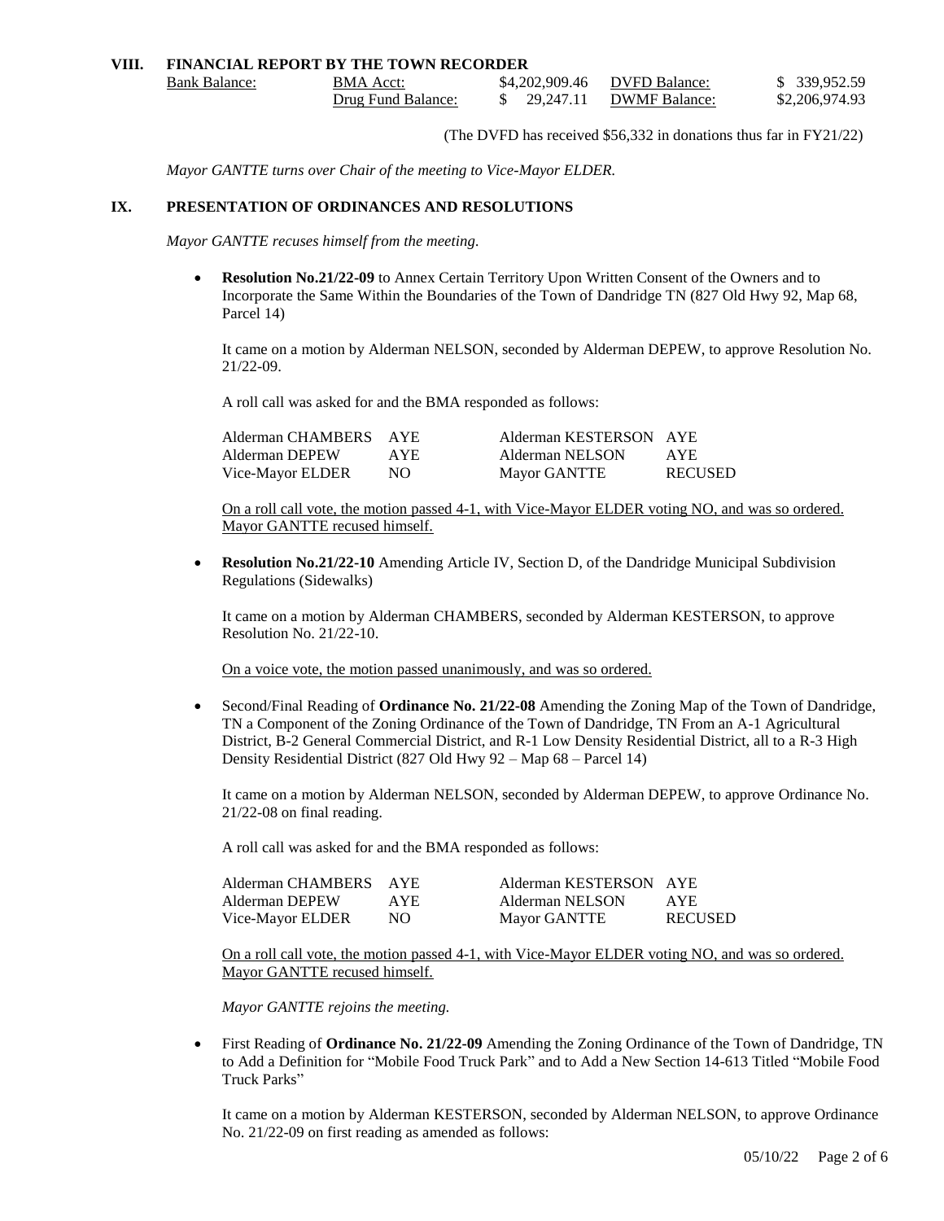## VIII. FINANCIAL REPORT BY THE TOWN RECORDER

| Bank Balance: | BMA Acct: | $4,202,909.46 | DVFD Balance: | $ 339,952.59 |
|---|---|---|---|---|
| | Drug Fund Balance: | $ 29,247.11 | DWMF Balance: | $2,206,974.93 |

(The DVFD has received $56,332 in donations thus far in FY21/22)

*Mayor GANTTE turns over Chair of the meeting to Vice-Mayor ELDER.*

## IX. PRESENTATION OF ORDINANCES AND RESOLUTIONS

*Mayor GANTTE recuses himself from the meeting.*

- **Resolution No.21/22-09** to Annex Certain Territory Upon Written Consent of the Owners and to Incorporate the Same Within the Boundaries of the Town of Dandridge TN (827 Old Hwy 92, Map 68, Parcel 14)

  It came on a motion by Alderman NELSON, seconded by Alderman DEPEW, to approve Resolution No. 21/22-09.

  A roll call was asked for and the BMA responded as follows:

  | | | | |
  |---|---|---|---|
  | Alderman CHAMBERS | AYE | Alderman KESTERSON | AYE |
  | Alderman DEPEW | AYE | Alderman NELSON | AYE |
  | Vice-Mayor ELDER | NO | Mayor GANTTE | RECUSED |

  On a roll call vote, the motion passed 4-1, with Vice-Mayor ELDER voting NO, and was so ordered. Mayor GANTTE recused himself.

- **Resolution No.21/22-10** Amending Article IV, Section D, of the Dandridge Municipal Subdivision Regulations (Sidewalks)

  It came on a motion by Alderman CHAMBERS, seconded by Alderman KESTERSON, to approve Resolution No. 21/22-10.

  On a voice vote, the motion passed unanimously, and was so ordered.

- Second/Final Reading of **Ordinance No. 21/22-08** Amending the Zoning Map of the Town of Dandridge, TN a Component of the Zoning Ordinance of the Town of Dandridge, TN From an A-1 Agricultural District, B-2 General Commercial District, and R-1 Low Density Residential District, all to a R-3 High Density Residential District (827 Old Hwy 92 – Map 68 – Parcel 14)

  It came on a motion by Alderman NELSON, seconded by Alderman DEPEW, to approve Ordinance No. 21/22-08 on final reading.

  A roll call was asked for and the BMA responded as follows:

  | | | | |
  |---|---|---|---|
  | Alderman CHAMBERS | AYE | Alderman KESTERSON | AYE |
  | Alderman DEPEW | AYE | Alderman NELSON | AYE |
  | Vice-Mayor ELDER | NO | Mayor GANTTE | RECUSED |

  On a roll call vote, the motion passed 4-1, with Vice-Mayor ELDER voting NO, and was so ordered. Mayor GANTTE recused himself.

*Mayor GANTTE rejoins the meeting.*

- First Reading of **Ordinance No. 21/22-09** Amending the Zoning Ordinance of the Town of Dandridge, TN to Add a Definition for "Mobile Food Truck Park" and to Add a New Section 14-613 Titled "Mobile Food Truck Parks"

  It came on a motion by Alderman KESTERSON, seconded by Alderman NELSON, to approve Ordinance No. 21/22-09 on first reading as amended as follows: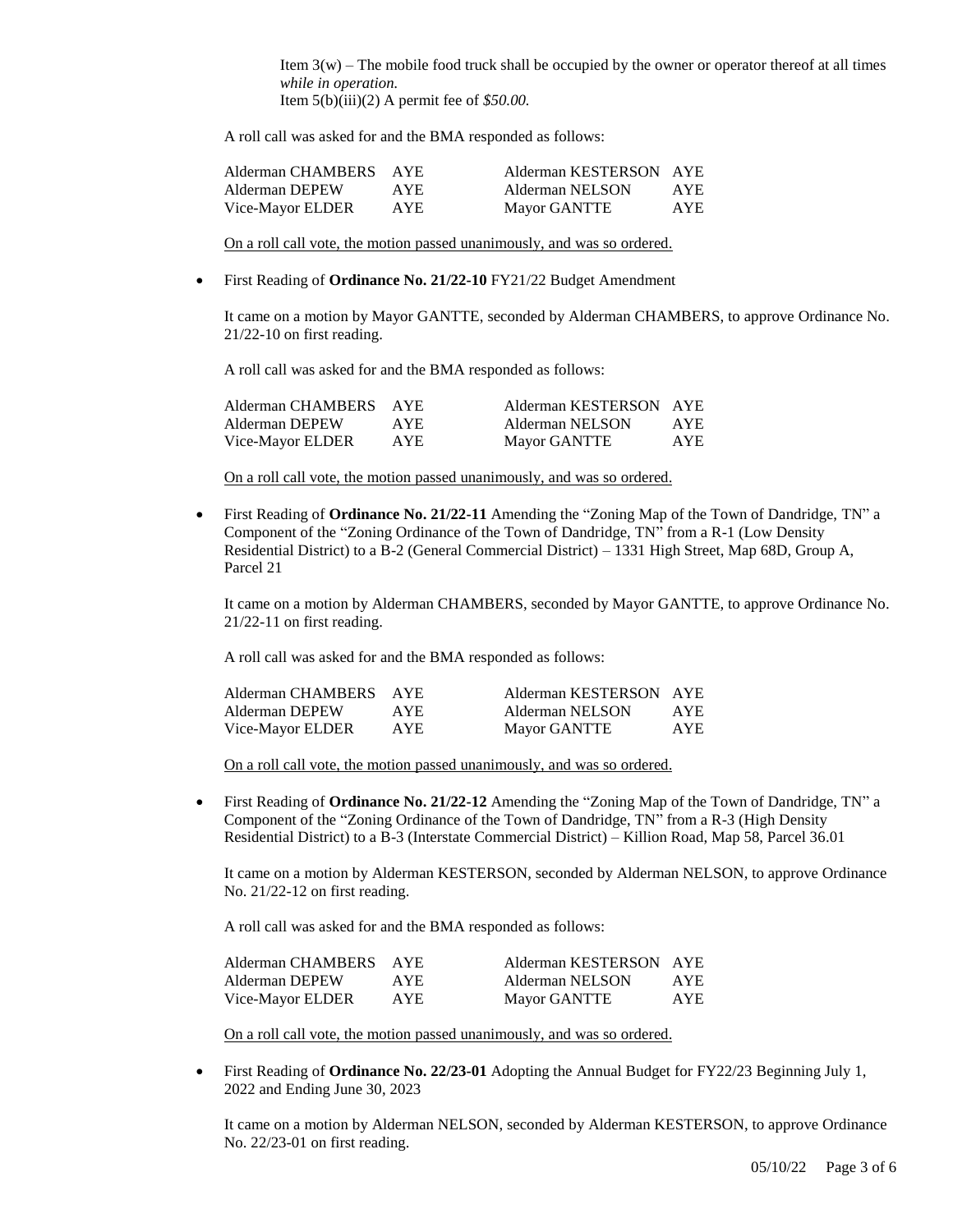Item 3(w) – The mobile food truck shall be occupied by the owner or operator thereof at all times *while in operation.*
Item 5(b)(iii)(2) A permit fee of *$50.00.*

A roll call was asked for and the BMA responded as follows:

| | | | |
|---|---|---|---|
| Alderman CHAMBERS | AYE | Alderman KESTERSON | AYE |
| Alderman DEPEW | AYE | Alderman NELSON | AYE |
| Vice-Mayor ELDER | AYE | Mayor GANTTE | AYE |

On a roll call vote, the motion passed unanimously, and was so ordered.

- First Reading of **Ordinance No. 21/22-10** FY21/22 Budget Amendment

It came on a motion by Mayor GANTTE, seconded by Alderman CHAMBERS, to approve Ordinance No. 21/22-10 on first reading.

A roll call was asked for and the BMA responded as follows:

| | | | |
|---|---|---|---|
| Alderman CHAMBERS | AYE | Alderman KESTERSON | AYE |
| Alderman DEPEW | AYE | Alderman NELSON | AYE |
| Vice-Mayor ELDER | AYE | Mayor GANTTE | AYE |

On a roll call vote, the motion passed unanimously, and was so ordered.

- First Reading of **Ordinance No. 21/22-11** Amending the "Zoning Map of the Town of Dandridge, TN" a Component of the "Zoning Ordinance of the Town of Dandridge, TN" from a R-1 (Low Density Residential District) to a B-2 (General Commercial District) – 1331 High Street, Map 68D, Group A, Parcel 21

It came on a motion by Alderman CHAMBERS, seconded by Mayor GANTTE, to approve Ordinance No. 21/22-11 on first reading.

A roll call was asked for and the BMA responded as follows:

| | | | |
|---|---|---|---|
| Alderman CHAMBERS | AYE | Alderman KESTERSON | AYE |
| Alderman DEPEW | AYE | Alderman NELSON | AYE |
| Vice-Mayor ELDER | AYE | Mayor GANTTE | AYE |

On a roll call vote, the motion passed unanimously, and was so ordered.

- First Reading of **Ordinance No. 21/22-12** Amending the "Zoning Map of the Town of Dandridge, TN" a Component of the "Zoning Ordinance of the Town of Dandridge, TN" from a R-3 (High Density Residential District) to a B-3 (Interstate Commercial District) – Killion Road, Map 58, Parcel 36.01

It came on a motion by Alderman KESTERSON, seconded by Alderman NELSON, to approve Ordinance No. 21/22-12 on first reading.

A roll call was asked for and the BMA responded as follows:

| | | | |
|---|---|---|---|
| Alderman CHAMBERS | AYE | Alderman KESTERSON | AYE |
| Alderman DEPEW | AYE | Alderman NELSON | AYE |
| Vice-Mayor ELDER | AYE | Mayor GANTTE | AYE |

On a roll call vote, the motion passed unanimously, and was so ordered.

- First Reading of **Ordinance No. 22/23-01** Adopting the Annual Budget for FY22/23 Beginning July 1, 2022 and Ending June 30, 2023

It came on a motion by Alderman NELSON, seconded by Alderman KESTERSON, to approve Ordinance No. 22/23-01 on first reading.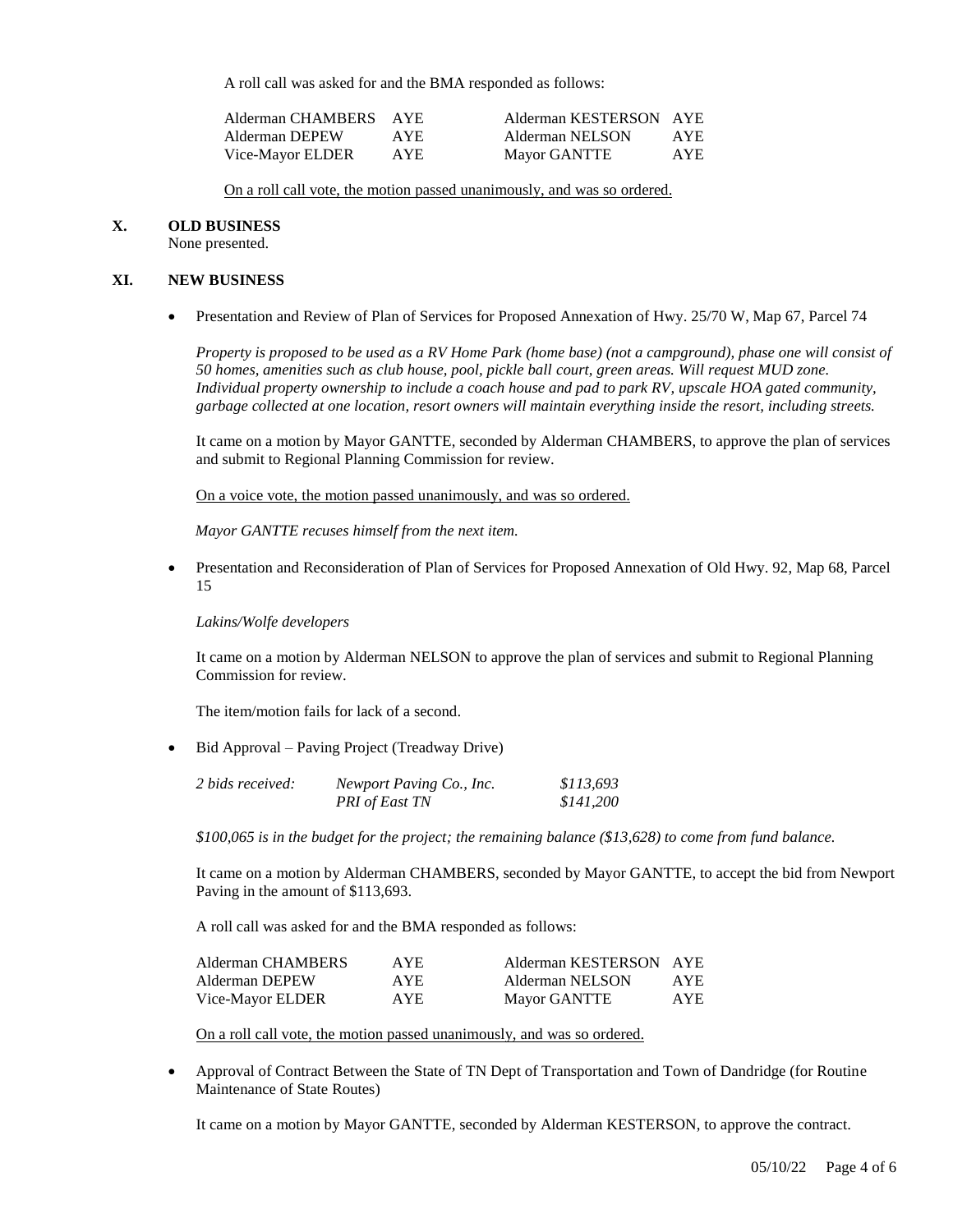A roll call was asked for and the BMA responded as follows:

| | | | |
|---|---|---|---|
| Alderman CHAMBERS | AYE | Alderman KESTERSON | AYE |
| Alderman DEPEW | AYE | Alderman NELSON | AYE |
| Vice-Mayor ELDER | AYE | Mayor GANTTE | AYE |

On a roll call vote, the motion passed unanimously, and was so ordered.

## X. OLD BUSINESS

None presented.

## XI. NEW BUSINESS

- Presentation and Review of Plan of Services for Proposed Annexation of Hwy. 25/70 W, Map 67, Parcel 74

  *Property is proposed to be used as a RV Home Park (home base) (not a campground), phase one will consist of 50 homes, amenities such as club house, pool, pickle ball court, green areas. Will request MUD zone. Individual property ownership to include a coach house and pad to park RV, upscale HOA gated community, garbage collected at one location, resort owners will maintain everything inside the resort, including streets.*

  It came on a motion by Mayor GANTTE, seconded by Alderman CHAMBERS, to approve the plan of services and submit to Regional Planning Commission for review.

  On a voice vote, the motion passed unanimously, and was so ordered.

  *Mayor GANTTE recuses himself from the next item.*

- Presentation and Reconsideration of Plan of Services for Proposed Annexation of Old Hwy. 92, Map 68, Parcel 15

  *Lakins/Wolfe developers*

  It came on a motion by Alderman NELSON to approve the plan of services and submit to Regional Planning Commission for review.

  The item/motion fails for lack of a second.

- Bid Approval – Paving Project (Treadway Drive)

  | | | |
  |---|---|---|
  | *2 bids received:* | *Newport Paving Co., Inc.* | *$113,693* |
  | | *PRI of East TN* | *$141,200* |

  *$100,065 is in the budget for the project; the remaining balance ($13,628) to come from fund balance.*

  It came on a motion by Alderman CHAMBERS, seconded by Mayor GANTTE, to accept the bid from Newport Paving in the amount of $113,693.

  A roll call was asked for and the BMA responded as follows:

  | | | | |
  |---|---|---|---|
  | Alderman CHAMBERS | AYE | Alderman KESTERSON | AYE |
  | Alderman DEPEW | AYE | Alderman NELSON | AYE |
  | Vice-Mayor ELDER | AYE | Mayor GANTTE | AYE |

  On a roll call vote, the motion passed unanimously, and was so ordered.

- Approval of Contract Between the State of TN Dept of Transportation and Town of Dandridge (for Routine Maintenance of State Routes)

  It came on a motion by Mayor GANTTE, seconded by Alderman KESTERSON, to approve the contract.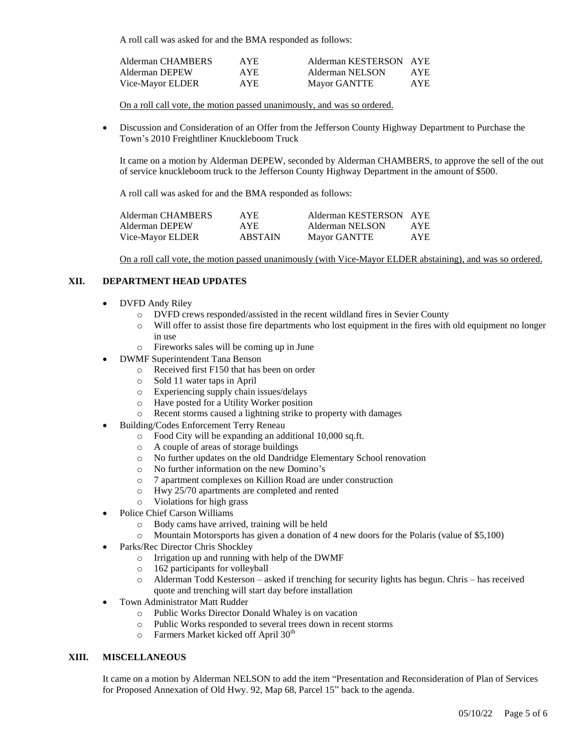A roll call was asked for and the BMA responded as follows:

| | | | |
|---|---|---|---|
| Alderman CHAMBERS | AYE | Alderman KESTERSON | AYE |
| Alderman DEPEW | AYE | Alderman NELSON | AYE |
| Vice-Mayor ELDER | AYE | Mayor GANTTE | AYE |

On a roll call vote, the motion passed unanimously, and was so ordered.

- Discussion and Consideration of an Offer from the Jefferson County Highway Department to Purchase the Town's 2010 Freightliner Knuckleboom Truck

It came on a motion by Alderman DEPEW, seconded by Alderman CHAMBERS, to approve the sell of the out of service knuckleboom truck to the Jefferson County Highway Department in the amount of $500.

A roll call was asked for and the BMA responded as follows:

| | | | |
|---|---|---|---|
| Alderman CHAMBERS | AYE | Alderman KESTERSON | AYE |
| Alderman DEPEW | AYE | Alderman NELSON | AYE |
| Vice-Mayor ELDER | ABSTAIN | Mayor GANTTE | AYE |

On a roll call vote, the motion passed unanimously (with Vice-Mayor ELDER abstaining), and was so ordered.

## XII. DEPARTMENT HEAD UPDATES

- DVFD Andy Riley
  - DVFD crews responded/assisted in the recent wildland fires in Sevier County
  - Will offer to assist those fire departments who lost equipment in the fires with old equipment no longer in use
  - Fireworks sales will be coming up in June
- DWMF Superintendent Tana Benson
  - Received first F150 that has been on order
  - Sold 11 water taps in April
  - Experiencing supply chain issues/delays
  - Have posted for a Utility Worker position
  - Recent storms caused a lightning strike to property with damages
- Building/Codes Enforcement Terry Reneau
  - Food City will be expanding an additional 10,000 sq.ft.
  - A couple of areas of storage buildings
  - No further updates on the old Dandridge Elementary School renovation
  - No further information on the new Domino's
  - 7 apartment complexes on Killion Road are under construction
  - Hwy 25/70 apartments are completed and rented
  - Violations for high grass
- Police Chief Carson Williams
  - Body cams have arrived, training will be held
  - Mountain Motorsports has given a donation of 4 new doors for the Polaris (value of $5,100)
- Parks/Rec Director Chris Shockley
  - Irrigation up and running with help of the DWMF
  - 162 participants for volleyball
  - Alderman Todd Kesterson – asked if trenching for security lights has begun. Chris – has received quote and trenching will start day before installation
- Town Administrator Matt Rudder
  - Public Works Director Donald Whaley is on vacation
  - Public Works responded to several trees down in recent storms
  - Farmers Market kicked off April 30th

## XIII. MISCELLANEOUS

It came on a motion by Alderman NELSON to add the item "Presentation and Reconsideration of Plan of Services for Proposed Annexation of Old Hwy. 92, Map 68, Parcel 15" back to the agenda.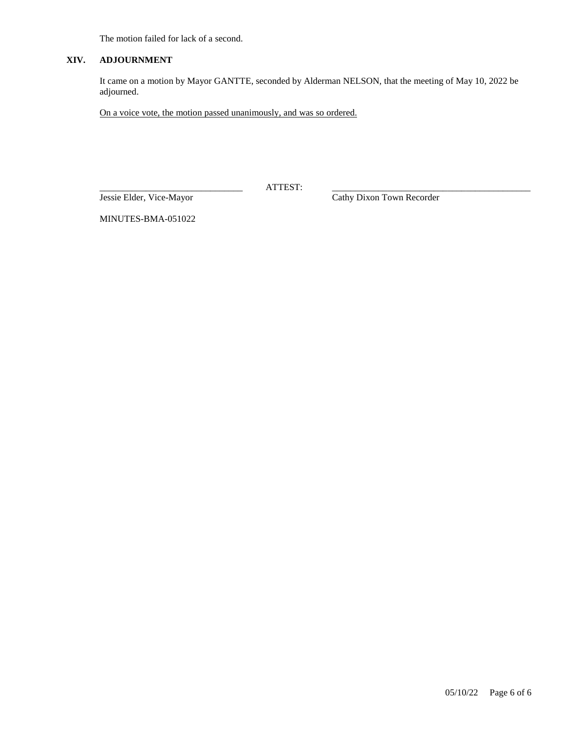The motion failed for lack of a second.

## XIV. ADJOURNMENT

It came on a motion by Mayor GANTTE, seconded by Alderman NELSON, that the meeting of May 10, 2022 be adjourned.

<u>On a voice vote, the motion passed unanimously, and was so ordered.</u>

_______________________________ ATTEST: _____________________________________________

Jessie Elder, Vice-Mayor Cathy Dixon Town Recorder

MINUTES-BMA-051022